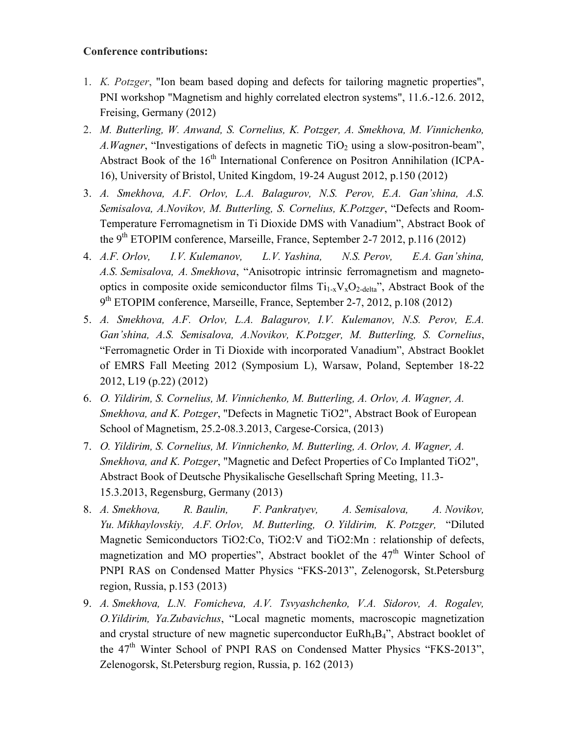**Conference contributions:**

1. *K. Potzger*, "Ion beam based doping and defects for tailoring magnetic properties", PNI workshop "Magnetism and highly correlated electron systems", 11.6.-12.6. 2012, Freising, Germany (2012)
2. *M. Butterling, W. Anwand, S. Cornelius, K. Potzger, A. Smekhova, M. Vinnichenko, A.Wagner*, "Investigations of defects in magnetic $TiO_2$ using a slow-positron-beam", Abstract Book of the 16th International Conference on Positron Annihilation (ICPA-16), University of Bristol, United Kingdom, 19-24 August 2012, p.150 (2012)
3. *A. Smekhova, A.F. Orlov, L.A. Balagurov, N.S. Perov, E.A. Gan'shina, A.S. Semisalova, A.Novikov, M. Butterling, S. Cornelius, K.Potzger*, "Defects and Room-Temperature Ferromagnetism in Ti Dioxide DMS with Vanadium", Abstract Book of the 9th ETOPIM conference, Marseille, France, September 2-7 2012, p.116 (2012)
4. *A.F. Orlov, I.V. Kulemanov, L.V. Yashina, N.S. Perov, E.A. Gan'shina, A.S. Semisalova, A. Smekhova*, "Anisotropic intrinsic ferromagnetism and magneto-optics in composite oxide semiconductor films $Ti_{1-x}V_xO_{2-delta}$", Abstract Book of the 9th ETOPIM conference, Marseille, France, September 2-7, 2012, p.108 (2012)
5. *A. Smekhova, A.F. Orlov, L.A. Balagurov, I.V. Kulemanov, N.S. Perov, E.A. Gan'shina, A.S. Semisalova, A.Novikov, K.Potzger, M. Butterling, S. Cornelius*, "Ferromagnetic Order in Ti Dioxide with incorporated Vanadium", Abstract Booklet of EMRS Fall Meeting 2012 (Symposium L), Warsaw, Poland, September 18-22 2012, L19 (p.22) (2012)
6. *O. Yildirim, S. Cornelius, M. Vinnichenko, M. Butterling, A. Orlov, A. Wagner, A. Smekhova, and K. Potzger*, "Defects in Magnetic TiO2", Abstract Book of European School of Magnetism, 25.2-08.3.2013, Cargese-Corsica, (2013)
7. *O. Yildirim, S. Cornelius, M. Vinnichenko, M. Butterling, A. Orlov, A. Wagner, A. Smekhova, and K. Potzger*, "Magnetic and Defect Properties of Co Implanted TiO2", Abstract Book of Deutsche Physikalische Gesellschaft Spring Meeting, 11.3-15.3.2013, Regensburg, Germany (2013)
8. *A. Smekhova, R. Baulin, F. Pankratyev, A. Semisalova, A. Novikov, Yu. Mikhaylovskiy, A.F. Orlov, M. Butterling, O. Yildirim, K. Potzger,* "Diluted Magnetic Semiconductors TiO2:Co, TiO2:V and TiO2:Mn : relationship of defects, magnetization and MO properties", Abstract booklet of the 47th Winter School of PNPI RAS on Condensed Matter Physics "FKS-2013", Zelenogorsk, St.Petersburg region, Russia, p.153 (2013)
9. *A. Smekhova, L.N. Fomicheva, A.V. Tsvyashchenko, V.A. Sidorov, A. Rogalev, O.Yildirim, Ya.Zubavichus*, "Local magnetic moments, macroscopic magnetization and crystal structure of new magnetic superconductor $EuRh_4B_4$", Abstract booklet of the 47th Winter School of PNPI RAS on Condensed Matter Physics "FKS-2013", Zelenogorsk, St.Petersburg region, Russia, p. 162 (2013)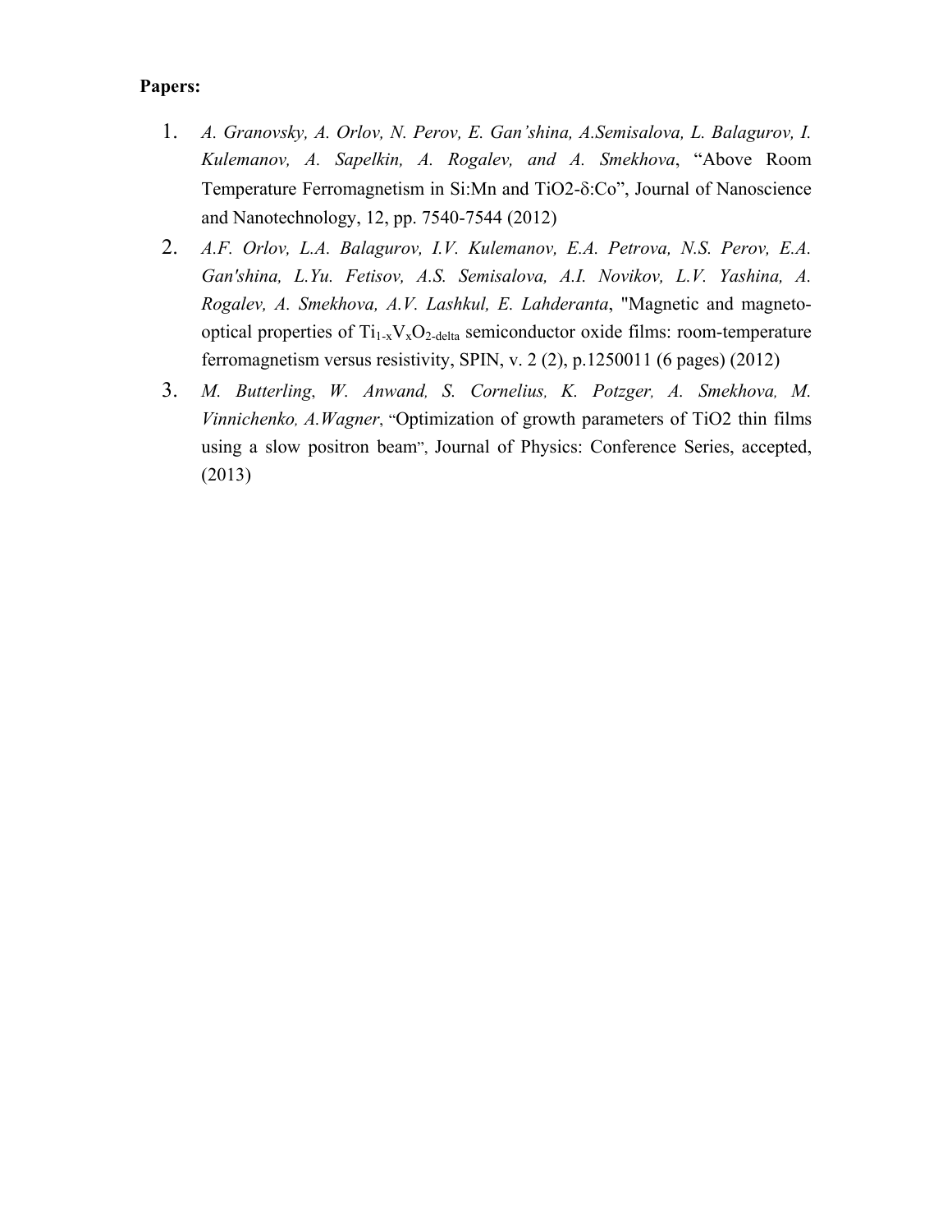**Papers:**

1. *A. Granovsky, A. Orlov, N. Perov, E. Gan'shina, A.Semisalova, L. Balagurov, I. Kulemanov, A. Sapelkin, A. Rogalev, and A. Smekhova*, "Above Room Temperature Ferromagnetism in Si:Mn and $TiO_{2-\delta}$:Co", Journal of Nanoscience and Nanotechnology, 12, pp. 7540-7544 (2012)
2. *A.F. Orlov, L.A. Balagurov, I.V. Kulemanov, E.A. Petrova, N.S. Perov, E.A. Gan'shina, L.Yu. Fetisov, A.S. Semisalova, A.I. Novikov, L.V. Yashina, A. Rogalev, A. Smekhova, A.V. Lashkul, E. Lahderanta*, "Magnetic and magneto-optical properties of $Ti_{1-x}V_xO_{2-delta}$ semiconductor oxide films: room-temperature ferromagnetism versus resistivity, SPIN, v. 2 (2), p.1250011 (6 pages) (2012)
3. *M. Butterling, W. Anwand, S. Cornelius, K. Potzger, A. Smekhova, M. Vinnichenko, A.Wagner*, "Optimization of growth parameters of $TiO_2$ thin films using a slow positron beam", Journal of Physics: Conference Series, accepted, (2013)